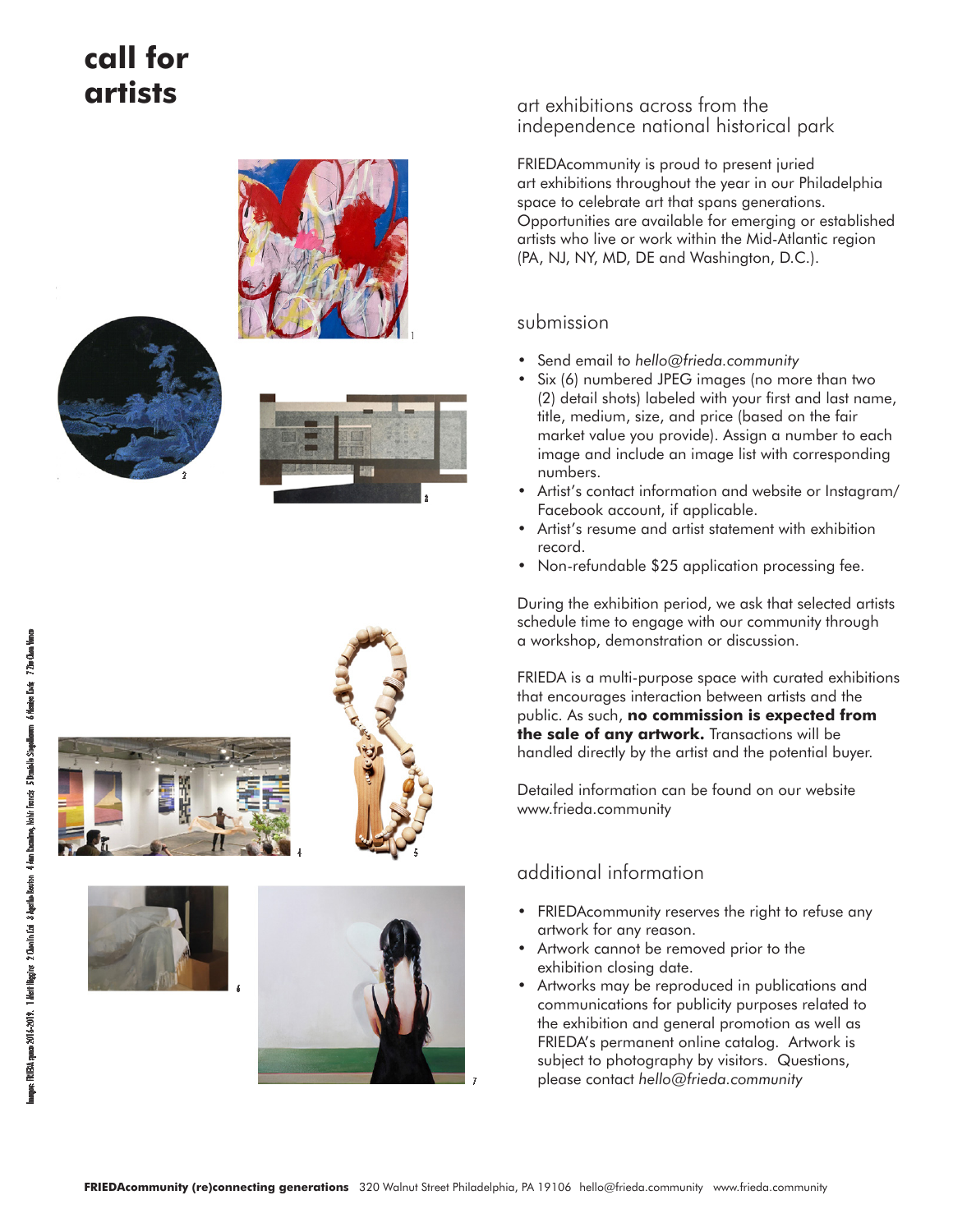# call for artists

## art exhibitions across from the independence national historical park

FRIEDAcommunity is proud to present juried art exhibitions throughout the year in our Philadelphia space to celebrate art that spans generations. Opportunities are available for emerging or established artists who live or work within the Mid-Atlantic region (PA, NJ, NY, MD, DE and Washington, D.C.).

## submission

- Send email to *hello@frieda.community*
- Six (6) numbered JPEG images (no more than two (2) detail shots) labeled with your first and last name, title, medium, size, and price (based on the fair market value you provide). Assign a number to each image and include an image list with corresponding numbers.
- Artist's contact information and website or Instagram/ Facebook account, if applicable.
- Artist's resume and artist statement with exhibition record.
- Non-refundable $25 application processing fee.

During the exhibition period, we ask that selected artists schedule time to engage with our community through a workshop, demonstration or discussion.

FRIEDA is a multi-purpose space with curated exhibitions that encourages interaction between artists and the public. As such, **no commission is expected from the sale of any artwork.** Transactions will be handled directly by the artist and the potential buyer.

Detailed information can be found on our website www.frieda.community

## additional information

- FRIEDAcommunity reserves the right to refuse any artwork for any reason.
- Artwork cannot be removed prior to the exhibition closing date.
- Artworks may be reproduced in publications and communications for publicity purposes related to the exhibition and general promotion as well as FRIEDA's permanent online catalog. Artwork is subject to photography by visitors. Questions, please contact *hello@frieda.community*

Images: FRIEDA space 2016-2019. 1 Mari Higgins 2 Chen Lin Li 3 Agatha Beaton 4 Jan Bowman, Nehir Francis 5 Daniela Siegelbaum 6 Monica Ervin 7 Zhu Chen Vanna

**FRIEDAcommunity (re)connecting generations** 320 Walnut Street Philadelphia, PA 19106 hello@frieda.community www.frieda.community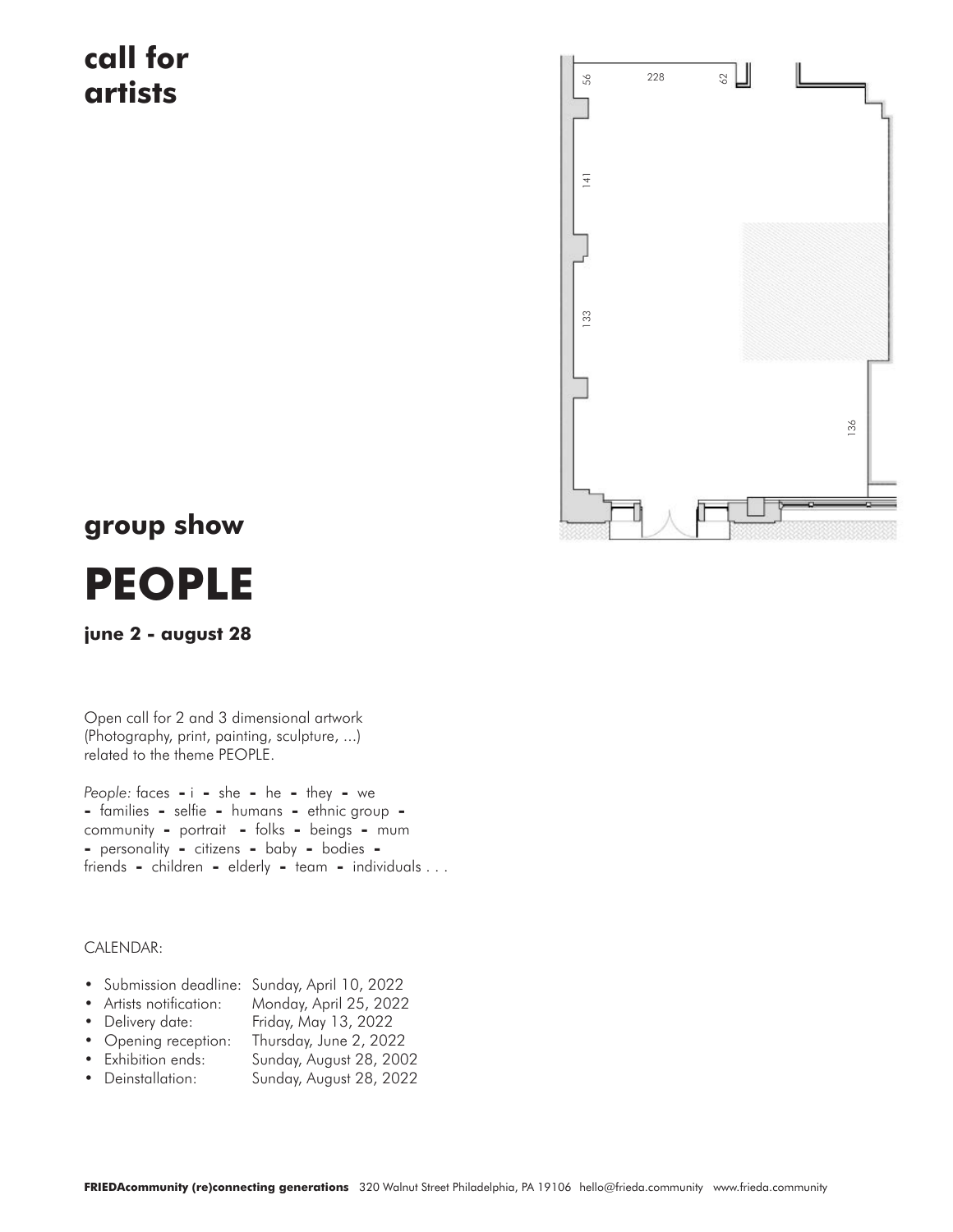# call for artists

## group show

# PEOPLE

**june 2 - august 28**

Open call for 2 and 3 dimensional artwork (Photography, print, painting, sculpture, ...) related to the theme PEOPLE.

*People:* faces - i - she - he - they - we - families - selfie - humans - ethnic group - community - portrait - folks - beings - mum - personality - citizens - baby - bodies - friends - children - elderly - team - individuals . . .

CALENDAR:

- Submission deadline: Sunday, April 10, 2022
- Artists notification: Monday, April 25, 2022
- Delivery date: Friday, May 13, 2022
- Opening reception: Thursday, June 2, 2022
- Exhibition ends: Sunday, August 28, 2002
- Deinstallation: Sunday, August 28, 2022

**FRIEDAcommunity (re)connecting generations** 320 Walnut Street Philadelphia, PA 19106 hello@frieda.community www.frieda.community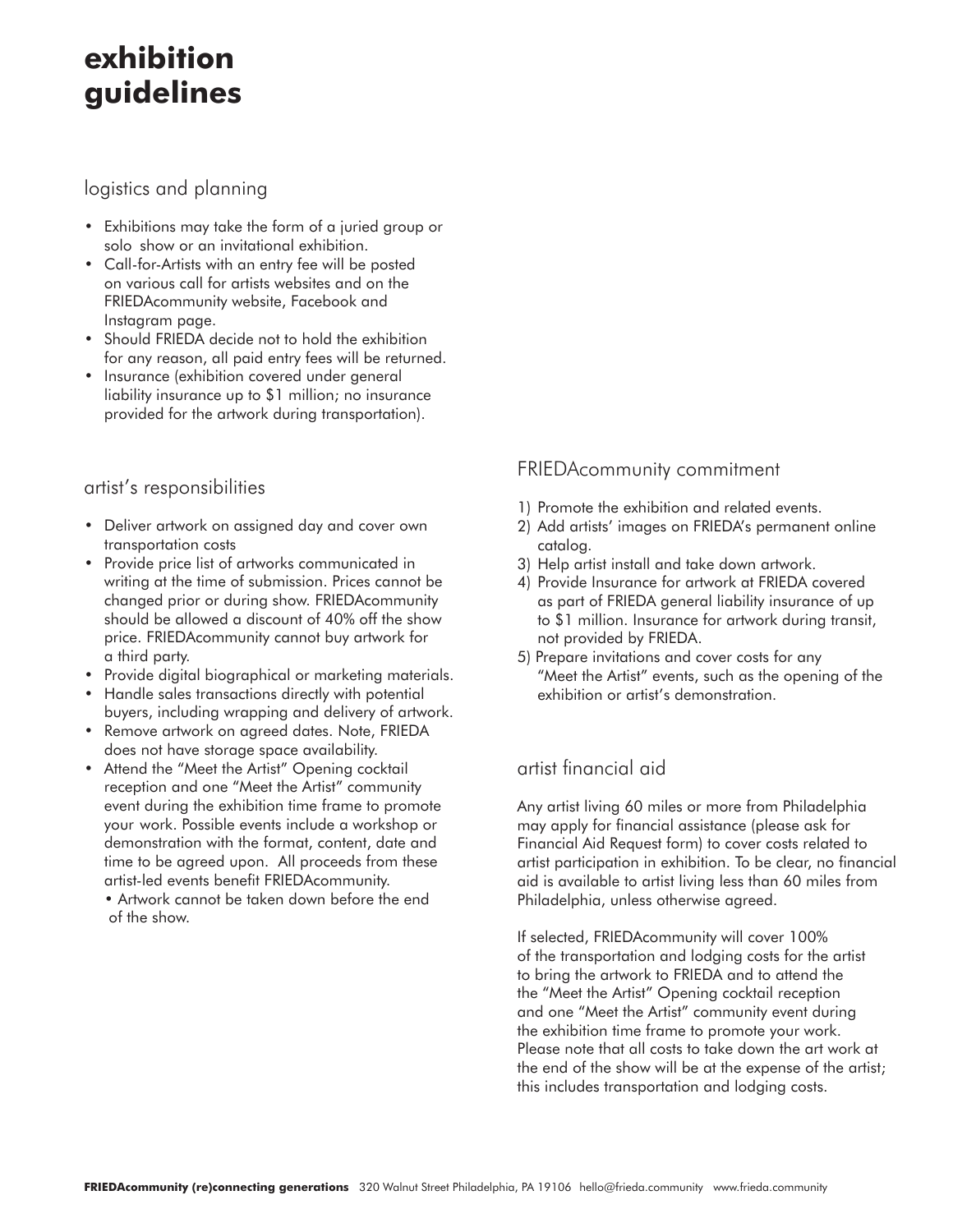# exhibition guidelines

## logistics and planning

- Exhibitions may take the form of a juried group or solo show or an invitational exhibition.
- Call-for-Artists with an entry fee will be posted on various call for artists websites and on the FRIEDAcommunity website, Facebook and Instagram page.
- Should FRIEDA decide not to hold the exhibition for any reason, all paid entry fees will be returned.
- Insurance (exhibition covered under general liability insurance up to $1 million; no insurance provided for the artwork during transportation).

## artist's responsibilities

- Deliver artwork on assigned day and cover own transportation costs
- Provide price list of artworks communicated in writing at the time of submission. Prices cannot be changed prior or during show. FRIEDAcommunity should be allowed a discount of 40% off the show price. FRIEDAcommunity cannot buy artwork for a third party.
- Provide digital biographical or marketing materials.
- Handle sales transactions directly with potential buyers, including wrapping and delivery of artwork.
- Remove artwork on agreed dates. Note, FRIEDA does not have storage space availability.
- Attend the "Meet the Artist" Opening cocktail reception and one "Meet the Artist" community event during the exhibition time frame to promote your work. Possible events include a workshop or demonstration with the format, content, date and time to be agreed upon. All proceeds from these artist-led events benefit FRIEDAcommunity.
  - Artwork cannot be taken down before the end of the show.

## FRIEDAcommunity commitment

1) Promote the exhibition and related events.
2) Add artists' images on FRIEDA's permanent online catalog.
3) Help artist install and take down artwork.
4) Provide Insurance for artwork at FRIEDA covered as part of FRIEDA general liability insurance of up to $1 million. Insurance for artwork during transit, not provided by FRIEDA.
5) Prepare invitations and cover costs for any "Meet the Artist" events, such as the opening of the exhibition or artist's demonstration.

## artist financial aid

Any artist living 60 miles or more from Philadelphia may apply for financial assistance (please ask for Financial Aid Request form) to cover costs related to artist participation in exhibition. To be clear, no financial aid is available to artist living less than 60 miles from Philadelphia, unless otherwise agreed.

If selected, FRIEDAcommunity will cover 100% of the transportation and lodging costs for the artist to bring the artwork to FRIEDA and to attend the the "Meet the Artist" Opening cocktail reception and one "Meet the Artist" community event during the exhibition time frame to promote your work. Please note that all costs to take down the art work at the end of the show will be at the expense of the artist; this includes transportation and lodging costs.

**FRIEDAcommunity (re)connecting generations** 320 Walnut Street Philadelphia, PA 19106 hello@frieda.community www.frieda.community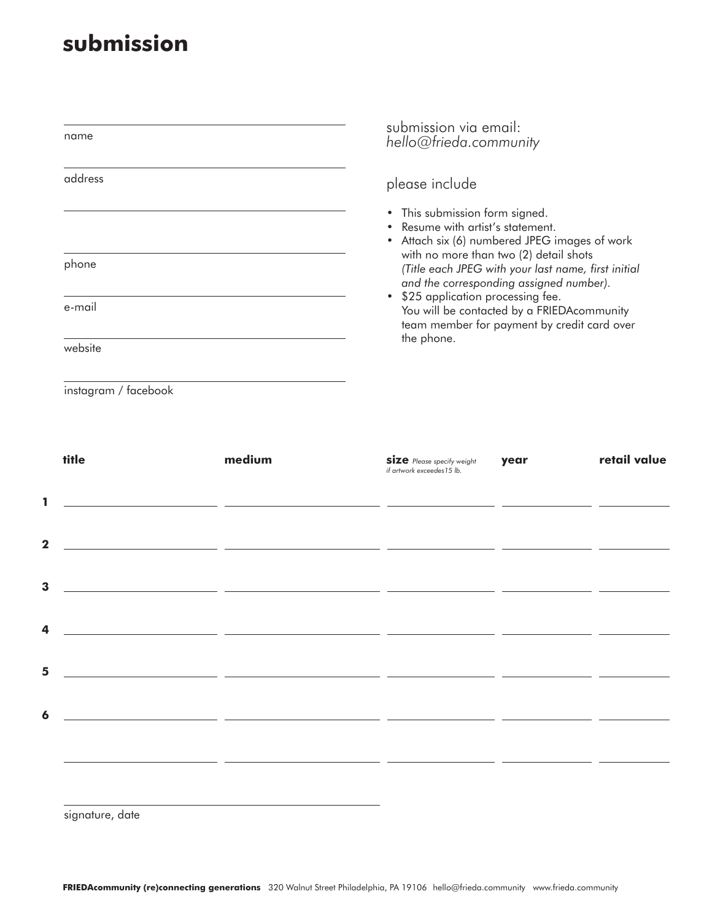# submission

name

address

phone

e-mail

website

instagram / facebook

submission via email:
*hello@frieda.community*

please include

- This submission form signed.
- Resume with artist's statement.
- Attach six (6) numbered JPEG images of work with no more than two (2) detail shots *(Title each JPEG with your last name, first initial and the corresponding assigned number).*
- $25 application processing fee. You will be contacted by a FRIEDAcommunity team member for payment by credit card over the phone.

| | **title** | **medium** | **size** *Please specify weight if artwork exceedes15 lb.* | **year** | **retail value** |
|---|---|---|---|---|---|
| **1** | | | | | |
| **2** | | | | | |
| **3** | | | | | |
| **4** | | | | | |
| **5** | | | | | |
| **6** | | | | | |
| | | | | | |

signature, date

**FRIEDAcommunity (re)connecting generations** 320 Walnut Street Philadelphia, PA 19106 hello@frieda.community www.frieda.community